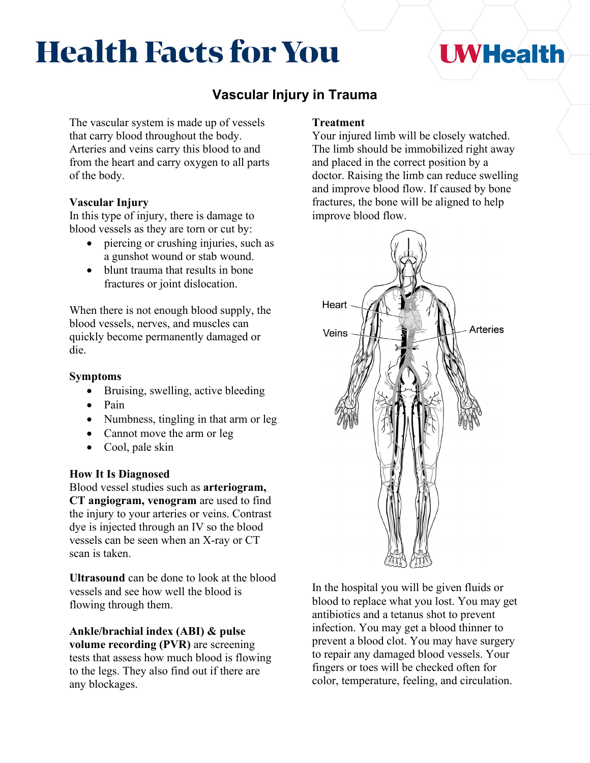# Health Facts for You

UWHealth

## Vascular Injury in Trauma

The vascular system is made up of vessels that carry blood throughout the body. Arteries and veins carry this blood to and from the heart and carry oxygen to all parts of the body.

### Vascular Injury

In this type of injury, there is damage to blood vessels as they are torn or cut by:

- piercing or crushing injuries, such as a gunshot wound or stab wound.
- blunt trauma that results in bone fractures or joint dislocation.

When there is not enough blood supply, the blood vessels, nerves, and muscles can quickly become permanently damaged or die.

### Symptoms

- Bruising, swelling, active bleeding
- Pain
- Numbness, tingling in that arm or leg
- Cannot move the arm or leg
- Cool, pale skin

### How It Is Diagnosed

Blood vessel studies such as **arteriogram, CT angiogram, venogram** are used to find the injury to your arteries or veins. Contrast dye is injected through an IV so the blood vessels can be seen when an X-ray or CT scan is taken.

**Ultrasound** can be done to look at the blood vessels and see how well the blood is flowing through them.

**Ankle/brachial index (ABI) & pulse volume recording (PVR)** are screening tests that assess how much blood is flowing to the legs. They also find out if there are any blockages.

### Treatment

Your injured limb will be closely watched. The limb should be immobilized right away and placed in the correct position by a doctor. Raising the limb can reduce swelling and improve blood flow. If caused by bone fractures, the bone will be aligned to help improve blood flow.

Heart

Veins

Arteries

In the hospital you will be given fluids or blood to replace what you lost. You may get antibiotics and a tetanus shot to prevent infection. You may get a blood thinner to prevent a blood clot. You may have surgery to repair any damaged blood vessels. Your fingers or toes will be checked often for color, temperature, feeling, and circulation.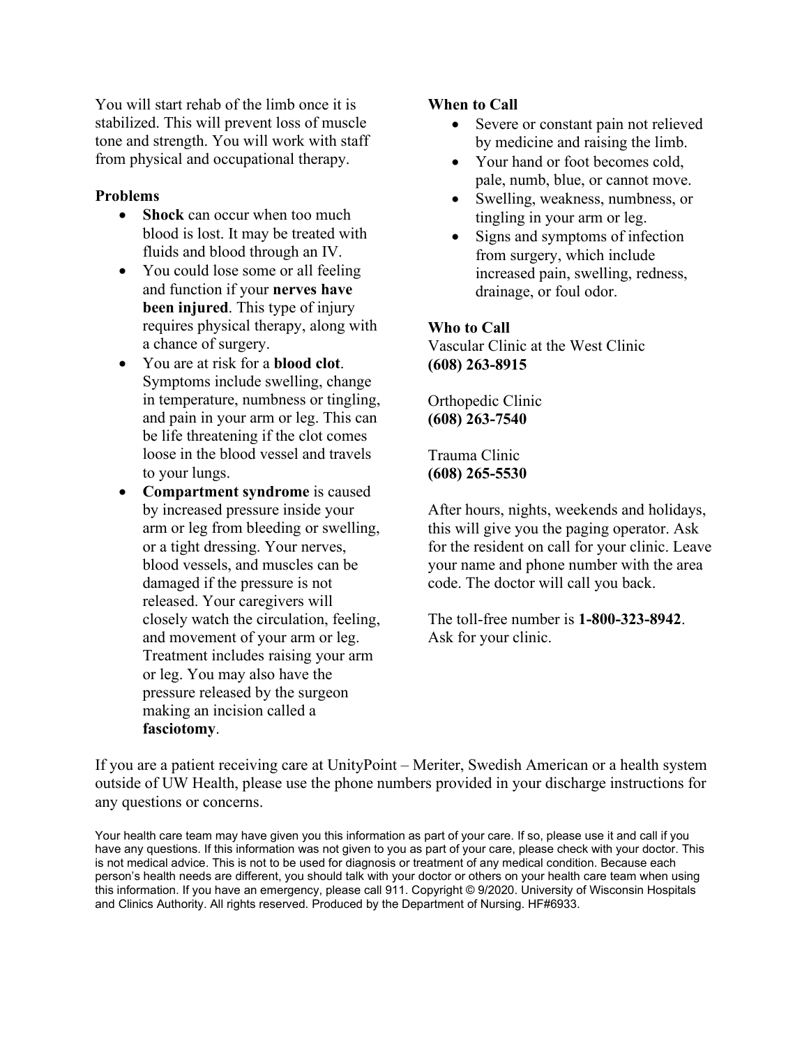You will start rehab of the limb once it is stabilized. This will prevent loss of muscle tone and strength. You will work with staff from physical and occupational therapy.

**Problems**

- **Shock** can occur when too much blood is lost. It may be treated with fluids and blood through an IV.
- You could lose some or all feeling and function if your **nerves have been injured**. This type of injury requires physical therapy, along with a chance of surgery.
- You are at risk for a **blood clot**. Symptoms include swelling, change in temperature, numbness or tingling, and pain in your arm or leg. This can be life threatening if the clot comes loose in the blood vessel and travels to your lungs.
- **Compartment syndrome** is caused by increased pressure inside your arm or leg from bleeding or swelling, or a tight dressing. Your nerves, blood vessels, and muscles can be damaged if the pressure is not released. Your caregivers will closely watch the circulation, feeling, and movement of your arm or leg. Treatment includes raising your arm or leg. You may also have the pressure released by the surgeon making an incision called a **fasciotomy**.

**When to Call**

- Severe or constant pain not relieved by medicine and raising the limb.
- Your hand or foot becomes cold, pale, numb, blue, or cannot move.
- Swelling, weakness, numbness, or tingling in your arm or leg.
- Signs and symptoms of infection from surgery, which include increased pain, swelling, redness, drainage, or foul odor.

**Who to Call**

Vascular Clinic at the West Clinic
**(608) 263-8915**

Orthopedic Clinic
**(608) 263-7540**

Trauma Clinic
**(608) 265-5530**

After hours, nights, weekends and holidays, this will give you the paging operator. Ask for the resident on call for your clinic. Leave your name and phone number with the area code. The doctor will call you back.

The toll-free number is **1-800-323-8942**. Ask for your clinic.

If you are a patient receiving care at UnityPoint – Meriter, Swedish American or a health system outside of UW Health, please use the phone numbers provided in your discharge instructions for any questions or concerns.

Your health care team may have given you this information as part of your care. If so, please use it and call if you have any questions. If this information was not given to you as part of your care, please check with your doctor. This is not medical advice. This is not to be used for diagnosis or treatment of any medical condition. Because each person's health needs are different, you should talk with your doctor or others on your health care team when using this information. If you have an emergency, please call 911. Copyright © 9/2020. University of Wisconsin Hospitals and Clinics Authority. All rights reserved. Produced by the Department of Nursing. HF#6933.